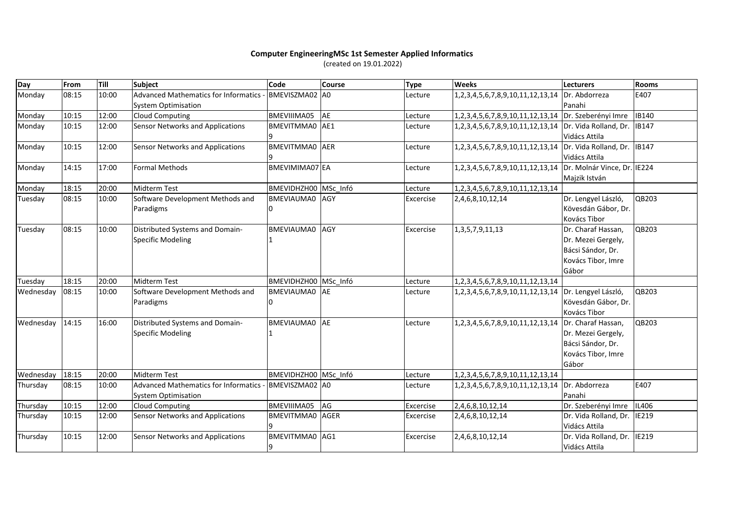**Computer EngineeringMSc 1st Semester Applied Informatics**

(created on 19.01.2022)

| Day | From | Till | Subject | Code | Course | Type | Weeks | Lecturers | Rooms |
|---|---|---|---|---|---|---|---|---|---|
| Monday | 08:15 | 10:00 | Advanced Mathematics for Informatics - System Optimisation | BMEVISZMA02 | A0 | Lecture | 1,2,3,4,5,6,7,8,9,10,11,12,13,14 | Dr. Abdorreza Panahi | E407 |
| Monday | 10:15 | 12:00 | Cloud Computing | BMEVIIIMA05 | AE | Lecture | 1,2,3,4,5,6,7,8,9,10,11,12,13,14 | Dr. Szeberényi Imre | IB140 |
| Monday | 10:15 | 12:00 | Sensor Networks and Applications | BMEVITMMA09 | AE1 | Lecture | 1,2,3,4,5,6,7,8,9,10,11,12,13,14 | Dr. Vida Rolland, Dr. Vidács Attila | IB147 |
| Monday | 10:15 | 12:00 | Sensor Networks and Applications | BMEVITMMA09 | AER | Lecture | 1,2,3,4,5,6,7,8,9,10,11,12,13,14 | Dr. Vida Rolland, Dr. Vidács Attila | IB147 |
| Monday | 14:15 | 17:00 | Formal Methods | BMEVIMIMA07 | EA | Lecture | 1,2,3,4,5,6,7,8,9,10,11,12,13,14 | Dr. Molnár Vince, Dr. Majzik István | IE224 |
| Monday | 18:15 | 20:00 | Midterm Test | BMEVIDHZH00 | MSc_Infó | Lecture | 1,2,3,4,5,6,7,8,9,10,11,12,13,14 | | |
| Tuesday | 08:15 | 10:00 | Software Development Methods and Paradigms | BMEVIAUMA00 | AGY | Excercise | 2,4,6,8,10,12,14 | Dr. Lengyel László, Kövesdán Gábor, Dr. Kovács Tibor | QB203 |
| Tuesday | 08:15 | 10:00 | Distributed Systems and Domain-Specific Modeling | BMEVIAUMA01 | AGY | Excercise | 1,3,5,7,9,11,13 | Dr. Charaf Hassan, Dr. Mezei Gergely, Bácsi Sándor, Dr. Kovács Tibor, Imre Gábor | QB203 |
| Tuesday | 18:15 | 20:00 | Midterm Test | BMEVIDHZH00 | MSc_Infó | Lecture | 1,2,3,4,5,6,7,8,9,10,11,12,13,14 | | |
| Wednesday | 08:15 | 10:00 | Software Development Methods and Paradigms | BMEVIAUMA00 | AE | Lecture | 1,2,3,4,5,6,7,8,9,10,11,12,13,14 | Dr. Lengyel László, Kövesdán Gábor, Dr. Kovács Tibor | QB203 |
| Wednesday | 14:15 | 16:00 | Distributed Systems and Domain-Specific Modeling | BMEVIAUMA01 | AE | Lecture | 1,2,3,4,5,6,7,8,9,10,11,12,13,14 | Dr. Charaf Hassan, Dr. Mezei Gergely, Bácsi Sándor, Dr. Kovács Tibor, Imre Gábor | QB203 |
| Wednesday | 18:15 | 20:00 | Midterm Test | BMEVIDHZH00 | MSc_Infó | Lecture | 1,2,3,4,5,6,7,8,9,10,11,12,13,14 | | |
| Thursday | 08:15 | 10:00 | Advanced Mathematics for Informatics - System Optimisation | BMEVISZMA02 | A0 | Lecture | 1,2,3,4,5,6,7,8,9,10,11,12,13,14 | Dr. Abdorreza Panahi | E407 |
| Thursday | 10:15 | 12:00 | Cloud Computing | BMEVIIIMA05 | AG | Excercise | 2,4,6,8,10,12,14 | Dr. Szeberényi Imre | IL406 |
| Thursday | 10:15 | 12:00 | Sensor Networks and Applications | BMEVITMMA09 | AGER | Excercise | 2,4,6,8,10,12,14 | Dr. Vida Rolland, Dr. Vidács Attila | IE219 |
| Thursday | 10:15 | 12:00 | Sensor Networks and Applications | BMEVITMMA09 | AG1 | Excercise | 2,4,6,8,10,12,14 | Dr. Vida Rolland, Dr. Vidács Attila | IE219 |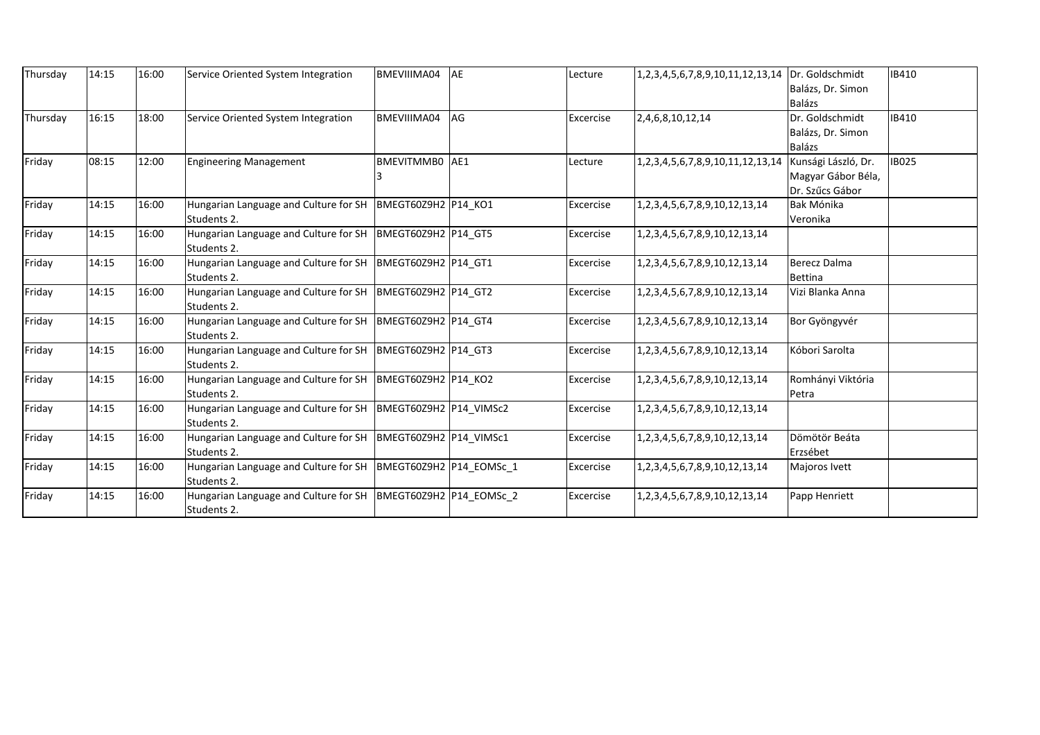| | | | | | | | | | |
|---|---|---|---|---|---|---|---|---|---|
| Thursday | 14:15 | 16:00 | Service Oriented System Integration | BMEVIIIMA04 | AE | Lecture | 1,2,3,4,5,6,7,8,9,10,11,12,13,14 | Dr. Goldschmidt Balázs, Dr. Simon Balázs | IB410 |
| Thursday | 16:15 | 18:00 | Service Oriented System Integration | BMEVIIIMA04 | AG | Excercise | 2,4,6,8,10,12,14 | Dr. Goldschmidt Balázs, Dr. Simon Balázs | IB410 |
| Friday | 08:15 | 12:00 | Engineering Management | BMEVITMMB03 | AE1 | Lecture | 1,2,3,4,5,6,7,8,9,10,11,12,13,14 | Kunsági László, Dr. Magyar Gábor Béla, Dr. Szűcs Gábor | IB025 |
| Friday | 14:15 | 16:00 | Hungarian Language and Culture for SH Students 2. | BMEGT60Z9H2 | P14_KO1 | Excercise | 1,2,3,4,5,6,7,8,9,10,12,13,14 | Bak Mónika Veronika | |
| Friday | 14:15 | 16:00 | Hungarian Language and Culture for SH Students 2. | BMEGT60Z9H2 | P14_GT5 | Excercise | 1,2,3,4,5,6,7,8,9,10,12,13,14 | | |
| Friday | 14:15 | 16:00 | Hungarian Language and Culture for SH Students 2. | BMEGT60Z9H2 | P14_GT1 | Excercise | 1,2,3,4,5,6,7,8,9,10,12,13,14 | Berecz Dalma Bettina | |
| Friday | 14:15 | 16:00 | Hungarian Language and Culture for SH Students 2. | BMEGT60Z9H2 | P14_GT2 | Excercise | 1,2,3,4,5,6,7,8,9,10,12,13,14 | Vizi Blanka Anna | |
| Friday | 14:15 | 16:00 | Hungarian Language and Culture for SH Students 2. | BMEGT60Z9H2 | P14_GT4 | Excercise | 1,2,3,4,5,6,7,8,9,10,12,13,14 | Bor Gyöngyvér | |
| Friday | 14:15 | 16:00 | Hungarian Language and Culture for SH Students 2. | BMEGT60Z9H2 | P14_GT3 | Excercise | 1,2,3,4,5,6,7,8,9,10,12,13,14 | Kóbori Sarolta | |
| Friday | 14:15 | 16:00 | Hungarian Language and Culture for SH Students 2. | BMEGT60Z9H2 | P14_KO2 | Excercise | 1,2,3,4,5,6,7,8,9,10,12,13,14 | Romhányi Viktória Petra | |
| Friday | 14:15 | 16:00 | Hungarian Language and Culture for SH Students 2. | BMEGT60Z9H2 | P14_VIMSc2 | Excercise | 1,2,3,4,5,6,7,8,9,10,12,13,14 | | |
| Friday | 14:15 | 16:00 | Hungarian Language and Culture for SH Students 2. | BMEGT60Z9H2 | P14_VIMSc1 | Excercise | 1,2,3,4,5,6,7,8,9,10,12,13,14 | Dömötör Beáta Erzsébet | |
| Friday | 14:15 | 16:00 | Hungarian Language and Culture for SH Students 2. | BMEGT60Z9H2 | P14_EOMSc_1 | Excercise | 1,2,3,4,5,6,7,8,9,10,12,13,14 | Majoros Ivett | |
| Friday | 14:15 | 16:00 | Hungarian Language and Culture for SH Students 2. | BMEGT60Z9H2 | P14_EOMSc_2 | Excercise | 1,2,3,4,5,6,7,8,9,10,12,13,14 | Papp Henriett | |